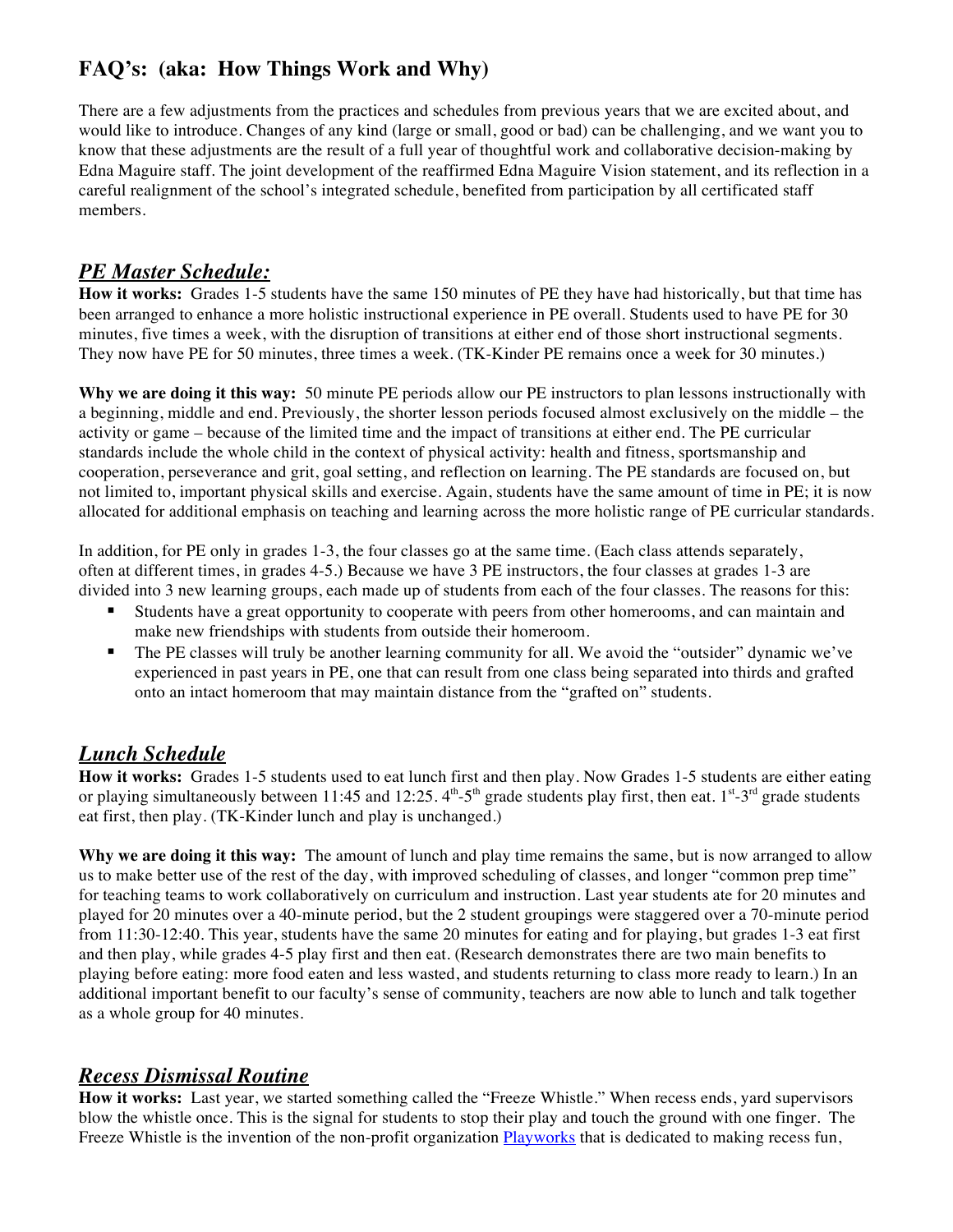## FAQ's: (aka: How Things Work and Why)

There are a few adjustments from the practices and schedules from previous years that we are excited about, and would like to introduce. Changes of any kind (large or small, good or bad) can be challenging, and we want you to know that these adjustments are the result of a full year of thoughtful work and collaborative decision-making by Edna Maguire staff. The joint development of the reaffirmed Edna Maguire Vision statement, and its reflection in a careful realignment of the school's integrated schedule, benefited from participation by all certificated staff members.

### ***PE Master Schedule:***

**How it works:** Grades 1-5 students have the same 150 minutes of PE they have had historically, but that time has been arranged to enhance a more holistic instructional experience in PE overall. Students used to have PE for 30 minutes, five times a week, with the disruption of transitions at either end of those short instructional segments. They now have PE for 50 minutes, three times a week. (TK-Kinder PE remains once a week for 30 minutes.)

**Why we are doing it this way:** 50 minute PE periods allow our PE instructors to plan lessons instructionally with a beginning, middle and end. Previously, the shorter lesson periods focused almost exclusively on the middle – the activity or game – because of the limited time and the impact of transitions at either end. The PE curricular standards include the whole child in the context of physical activity: health and fitness, sportsmanship and cooperation, perseverance and grit, goal setting, and reflection on learning. The PE standards are focused on, but not limited to, important physical skills and exercise. Again, students have the same amount of time in PE; it is now allocated for additional emphasis on teaching and learning across the more holistic range of PE curricular standards.

In addition, for PE only in grades 1-3, the four classes go at the same time. (Each class attends separately, often at different times, in grades 4-5.) Because we have 3 PE instructors, the four classes at grades 1-3 are divided into 3 new learning groups, each made up of students from each of the four classes. The reasons for this:

- Students have a great opportunity to cooperate with peers from other homerooms, and can maintain and make new friendships with students from outside their homeroom.
- The PE classes will truly be another learning community for all. We avoid the "outsider" dynamic we've experienced in past years in PE, one that can result from one class being separated into thirds and grafted onto an intact homeroom that may maintain distance from the "grafted on" students.

### ***Lunch Schedule***

**How it works:** Grades 1-5 students used to eat lunch first and then play. Now Grades 1-5 students are either eating or playing simultaneously between 11:45 and 12:25. 4th-5th grade students play first, then eat. 1st-3rd grade students eat first, then play. (TK-Kinder lunch and play is unchanged.)

**Why we are doing it this way:** The amount of lunch and play time remains the same, but is now arranged to allow us to make better use of the rest of the day, with improved scheduling of classes, and longer "common prep time" for teaching teams to work collaboratively on curriculum and instruction. Last year students ate for 20 minutes and played for 20 minutes over a 40-minute period, but the 2 student groupings were staggered over a 70-minute period from 11:30-12:40. This year, students have the same 20 minutes for eating and for playing, but grades 1-3 eat first and then play, while grades 4-5 play first and then eat. (Research demonstrates there are two main benefits to playing before eating: more food eaten and less wasted, and students returning to class more ready to learn.) In an additional important benefit to our faculty's sense of community, teachers are now able to lunch and talk together as a whole group for 40 minutes.

### ***Recess Dismissal Routine***

**How it works:** Last year, we started something called the "Freeze Whistle." When recess ends, yard supervisors blow the whistle once. This is the signal for students to stop their play and touch the ground with one finger. The Freeze Whistle is the invention of the non-profit organization Playworks that is dedicated to making recess fun,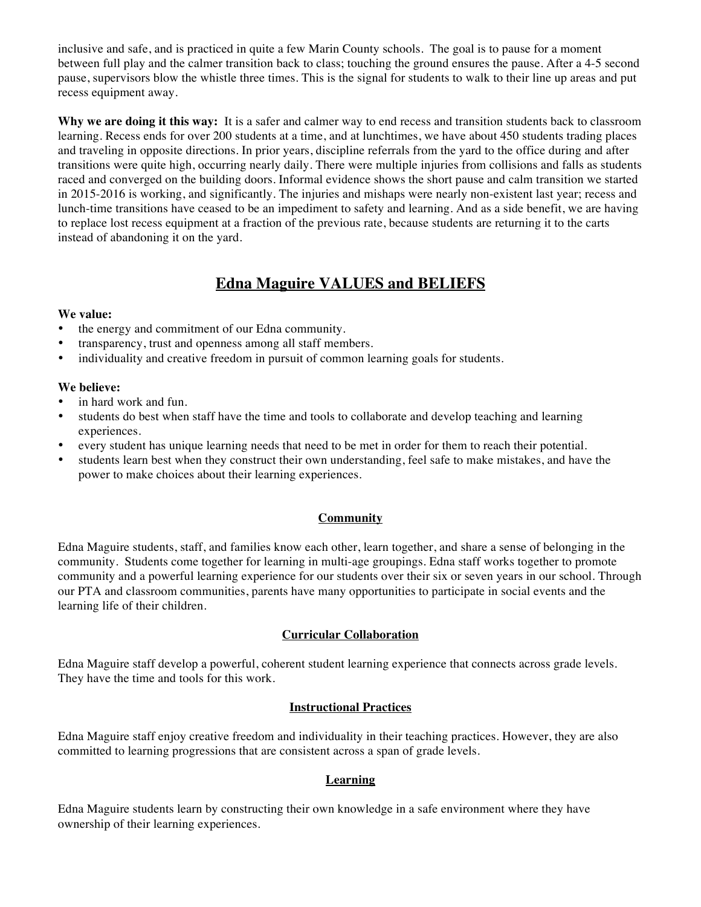inclusive and safe, and is practiced in quite a few Marin County schools. The goal is to pause for a moment between full play and the calmer transition back to class; touching the ground ensures the pause. After a 4-5 second pause, supervisors blow the whistle three times. This is the signal for students to walk to their line up areas and put recess equipment away.

**Why we are doing it this way:** It is a safer and calmer way to end recess and transition students back to classroom learning. Recess ends for over 200 students at a time, and at lunchtimes, we have about 450 students trading places and traveling in opposite directions. In prior years, discipline referrals from the yard to the office during and after transitions were quite high, occurring nearly daily. There were multiple injuries from collisions and falls as students raced and converged on the building doors. Informal evidence shows the short pause and calm transition we started in 2015-2016 is working, and significantly. The injuries and mishaps were nearly non-existent last year; recess and lunch-time transitions have ceased to be an impediment to safety and learning. And as a side benefit, we are having to replace lost recess equipment at a fraction of the previous rate, because students are returning it to the carts instead of abandoning it on the yard.

## Edna Maguire VALUES and BELIEFS

**We value:**

- the energy and commitment of our Edna community.
- transparency, trust and openness among all staff members.
- individuality and creative freedom in pursuit of common learning goals for students.

**We believe:**

- in hard work and fun.
- students do best when staff have the time and tools to collaborate and develop teaching and learning experiences.
- every student has unique learning needs that need to be met in order for them to reach their potential.
- students learn best when they construct their own understanding, feel safe to make mistakes, and have the power to make choices about their learning experiences.

### Community

Edna Maguire students, staff, and families know each other, learn together, and share a sense of belonging in the community. Students come together for learning in multi-age groupings. Edna staff works together to promote community and a powerful learning experience for our students over their six or seven years in our school. Through our PTA and classroom communities, parents have many opportunities to participate in social events and the learning life of their children.

### Curricular Collaboration

Edna Maguire staff develop a powerful, coherent student learning experience that connects across grade levels. They have the time and tools for this work.

### Instructional Practices

Edna Maguire staff enjoy creative freedom and individuality in their teaching practices. However, they are also committed to learning progressions that are consistent across a span of grade levels.

### Learning

Edna Maguire students learn by constructing their own knowledge in a safe environment where they have ownership of their learning experiences.